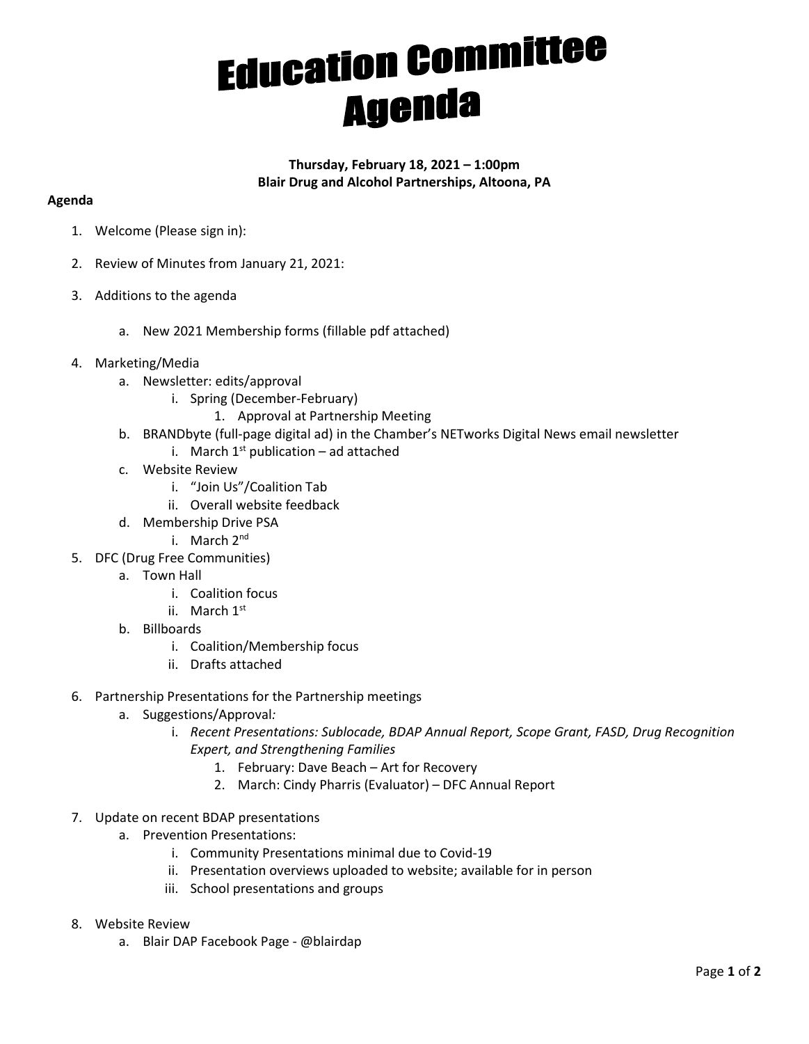# Education Committee Agenda

**Thursday, February 18, 2021 – 1:00pm**
**Blair Drug and Alcohol Partnerships, Altoona, PA**

**Agenda**

1. Welcome (Please sign in):
2. Review of Minutes from January 21, 2021:
3. Additions to the agenda
    a. New 2021 Membership forms (fillable pdf attached)
4. Marketing/Media
    a. Newsletter: edits/approval
        i. Spring (December-February)
            1. Approval at Partnership Meeting
    b. BRANDbyte (full-page digital ad) in the Chamber's NETworks Digital News email newsletter
        i. March 1st publication – ad attached
    c. Website Review
        i. "Join Us"/Coalition Tab
        ii. Overall website feedback
    d. Membership Drive PSA
        i. March 2nd
5. DFC (Drug Free Communities)
    a. Town Hall
        i. Coalition focus
        ii. March 1st
    b. Billboards
        i. Coalition/Membership focus
        ii. Drafts attached
6. Partnership Presentations for the Partnership meetings
    a. Suggestions/Approval*:*
        i. *Recent Presentations: Sublocade, BDAP Annual Report, Scope Grant, FASD, Drug Recognition Expert, and Strengthening Families*
            1. February: Dave Beach – Art for Recovery
            2. March: Cindy Pharris (Evaluator) – DFC Annual Report
7. Update on recent BDAP presentations
    a. Prevention Presentations:
        i. Community Presentations minimal due to Covid-19
        ii. Presentation overviews uploaded to website; available for in person
        iii. School presentations and groups
8. Website Review
    a. Blair DAP Facebook Page - @blairdap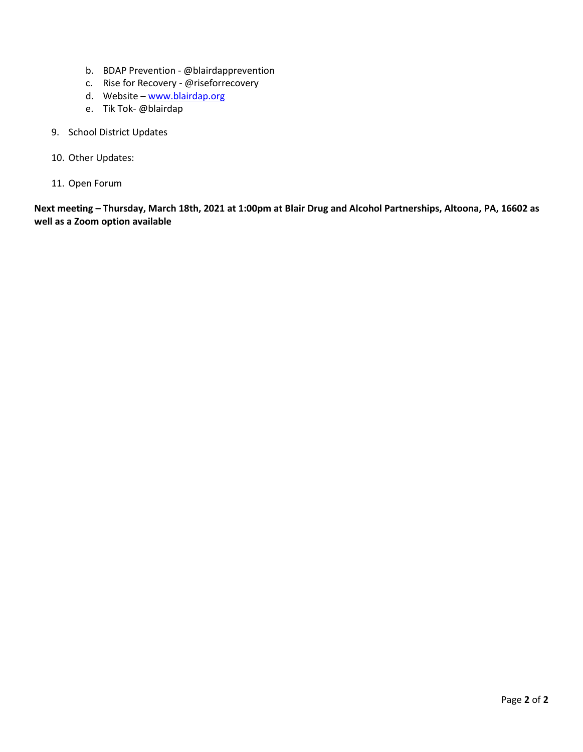b. BDAP Prevention - @blairdapprevention
   c. Rise for Recovery - @riseforrecovery
   d. Website – [www.blairdap.org](http://www.blairdap.org)
   e. Tik Tok- @blairdap

9. School District Updates

10. Other Updates:

11. Open Forum

**Next meeting – Thursday, March 18th, 2021 at 1:00pm at Blair Drug and Alcohol Partnerships, Altoona, PA, 16602 as well as a Zoom option available**